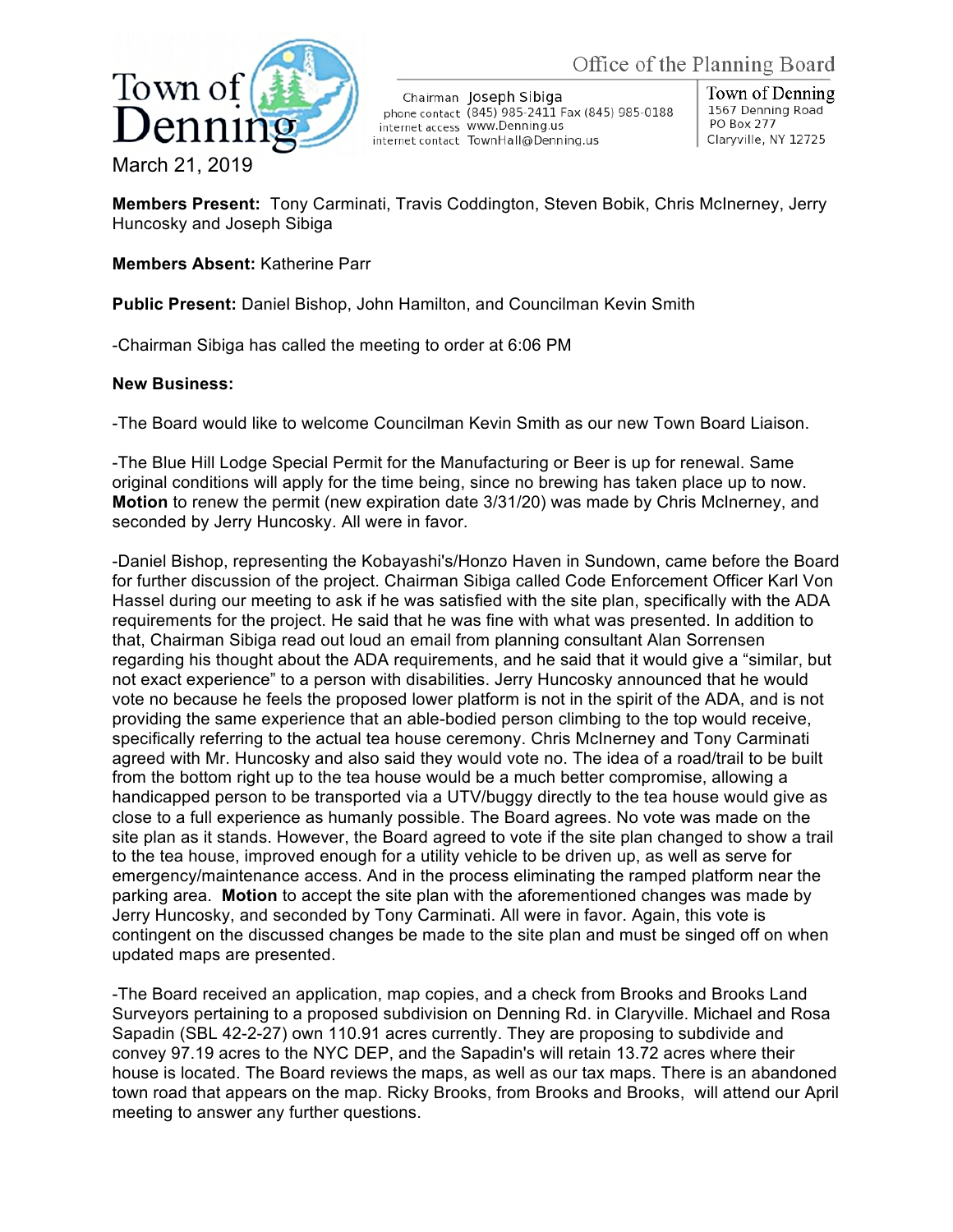Town of Denning

Office of the Planning Board

Chairman Joseph Sibiga
phone contact (845) 985-2411 Fax (845) 985-0188
internet access www.Denning.us
internet contact TownHall@Denning.us

Town of Denning
1567 Denning Road
PO Box 277
Claryville, NY 12725

March 21, 2019

**Members Present:** Tony Carminati, Travis Coddington, Steven Bobik, Chris McInerney, Jerry Huncosky and Joseph Sibiga

**Members Absent:** Katherine Parr

**Public Present:** Daniel Bishop, John Hamilton, and Councilman Kevin Smith

-Chairman Sibiga has called the meeting to order at 6:06 PM

**New Business:**

-The Board would like to welcome Councilman Kevin Smith as our new Town Board Liaison.

-The Blue Hill Lodge Special Permit for the Manufacturing or Beer is up for renewal. Same original conditions will apply for the time being, since no brewing has taken place up to now. **Motion** to renew the permit (new expiration date 3/31/20) was made by Chris McInerney, and seconded by Jerry Huncosky. All were in favor.

-Daniel Bishop, representing the Kobayashi's/Honzo Haven in Sundown, came before the Board for further discussion of the project. Chairman Sibiga called Code Enforcement Officer Karl Von Hassel during our meeting to ask if he was satisfied with the site plan, specifically with the ADA requirements for the project. He said that he was fine with what was presented. In addition to that, Chairman Sibiga read out loud an email from planning consultant Alan Sorrensen regarding his thought about the ADA requirements, and he said that it would give a "similar, but not exact experience" to a person with disabilities. Jerry Huncosky announced that he would vote no because he feels the proposed lower platform is not in the spirit of the ADA, and is not providing the same experience that an able-bodied person climbing to the top would receive, specifically referring to the actual tea house ceremony. Chris McInerney and Tony Carminati agreed with Mr. Huncosky and also said they would vote no. The idea of a road/trail to be built from the bottom right up to the tea house would be a much better compromise, allowing a handicapped person to be transported via a UTV/buggy directly to the tea house would give as close to a full experience as humanly possible. The Board agrees. No vote was made on the site plan as it stands. However, the Board agreed to vote if the site plan changed to show a trail to the tea house, improved enough for a utility vehicle to be driven up, as well as serve for emergency/maintenance access. And in the process eliminating the ramped platform near the parking area. **Motion** to accept the site plan with the aforementioned changes was made by Jerry Huncosky, and seconded by Tony Carminati. All were in favor. Again, this vote is contingent on the discussed changes be made to the site plan and must be singed off on when updated maps are presented.

-The Board received an application, map copies, and a check from Brooks and Brooks Land Surveyors pertaining to a proposed subdivision on Denning Rd. in Claryville. Michael and Rosa Sapadin (SBL 42-2-27) own 110.91 acres currently. They are proposing to subdivide and convey 97.19 acres to the NYC DEP, and the Sapadin's will retain 13.72 acres where their house is located. The Board reviews the maps, as well as our tax maps. There is an abandoned town road that appears on the map. Ricky Brooks, from Brooks and Brooks, will attend our April meeting to answer any further questions.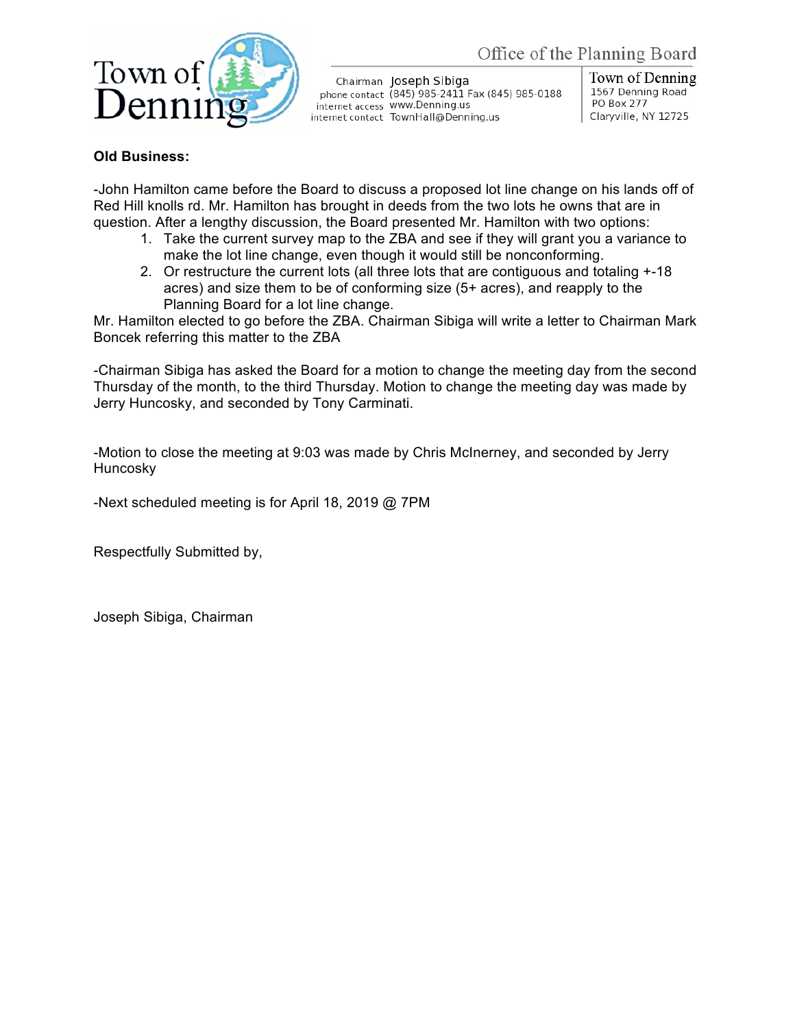Office of the Planning Board

Chairman Joseph Sibiga
phone contact (845) 985-2411 Fax (845) 985-0188
internet access www.Denning.us
internet contact TownHall@Denning.us

Town of Denning
1567 Denning Road
PO Box 277
Claryville, NY 12725

**Old Business:**

-John Hamilton came before the Board to discuss a proposed lot line change on his lands off of Red Hill knolls rd. Mr. Hamilton has brought in deeds from the two lots he owns that are in question. After a lengthy discussion, the Board presented Mr. Hamilton with two options:

1. Take the current survey map to the ZBA and see if they will grant you a variance to make the lot line change, even though it would still be nonconforming.
2. Or restructure the current lots (all three lots that are contiguous and totaling +-18 acres) and size them to be of conforming size (5+ acres), and reapply to the Planning Board for a lot line change.

Mr. Hamilton elected to go before the ZBA. Chairman Sibiga will write a letter to Chairman Mark Boncek referring this matter to the ZBA

-Chairman Sibiga has asked the Board for a motion to change the meeting day from the second Thursday of the month, to the third Thursday. Motion to change the meeting day was made by Jerry Huncosky, and seconded by Tony Carminati.

-Motion to close the meeting at 9:03 was made by Chris McInerney, and seconded by Jerry Huncosky

-Next scheduled meeting is for April 18, 2019 @ 7PM

Respectfully Submitted by,

Joseph Sibiga, Chairman